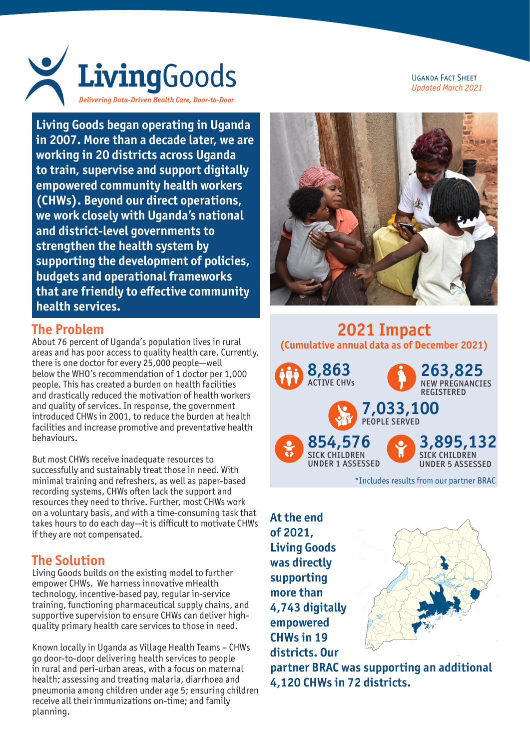# LivingGoods

*Delivering Data-Driven Health Care, Door-to-Door*

UGANDA FACT SHEET
*Updated March 2021*

**Living Goods began operating in Uganda in 2007. More than a decade later, we are working in 20 districts across Uganda to train, supervise and support digitally empowered community health workers (CHWs). Beyond our direct operations, we work closely with Uganda's national and district-level governments to strengthen the health system by supporting the development of policies, budgets and operational frameworks that are friendly to effective community health services.**

## The Problem

About 76 percent of Uganda's population lives in rural areas and has poor access to quality health care. Currently, there is one doctor for every 25,000 people—well below the WHO's recommendation of 1 doctor per 1,000 people. This has created a burden on health facilities and drastically reduced the motivation of health workers and quality of services. In response, the government introduced CHWs in 2001, to reduce the burden at health facilities and increase promotive and preventative health behaviours.

But most CHWs receive inadequate resources to successfully and sustainably treat those in need. With minimal training and refreshers, as well as paper-based recording systems, CHWs often lack the support and resources they need to thrive. Further, most CHWs work on a voluntary basis, and with a time-consuming task that takes hours to do each day—it is difficult to motivate CHWs if they are not compensated.

## The Solution

Living Goods builds on the existing model to further empower CHWs. We harness innovative mHealth technology, incentive-based pay, regular in-service training, functioning pharmaceutical supply chains, and supportive supervision to ensure CHWs can deliver high-quality primary health care services to those in need.

Known locally in Uganda as Village Health Teams – CHWs go door-to-door delivering health services to people in rural and peri-urban areas, with a focus on maternal health; assessing and treating malaria, diarrhoea and pneumonia among children under age 5; ensuring children receive all their immunizations on-time; and family planning.

## 2021 Impact

**(Cumulative annual data as of December 2021)**

- **8,863** ACTIVE CHVs
- **263,825** NEW PREGNANCIES REGISTERED
- **7,033,100** PEOPLE SERVED
- **854,576** SICK CHILDREN UNDER 1 ASSESSED
- **3,895,132** SICK CHILDREN UNDER 5 ASSESSED

*Includes results from our partner BRAC

**At the end of 2021, Living Goods was directly supporting more than 4,743 digitally empowered CHWs in 19 districts. Our partner BRAC was supporting an additional 4,120 CHWs in 72 districts.**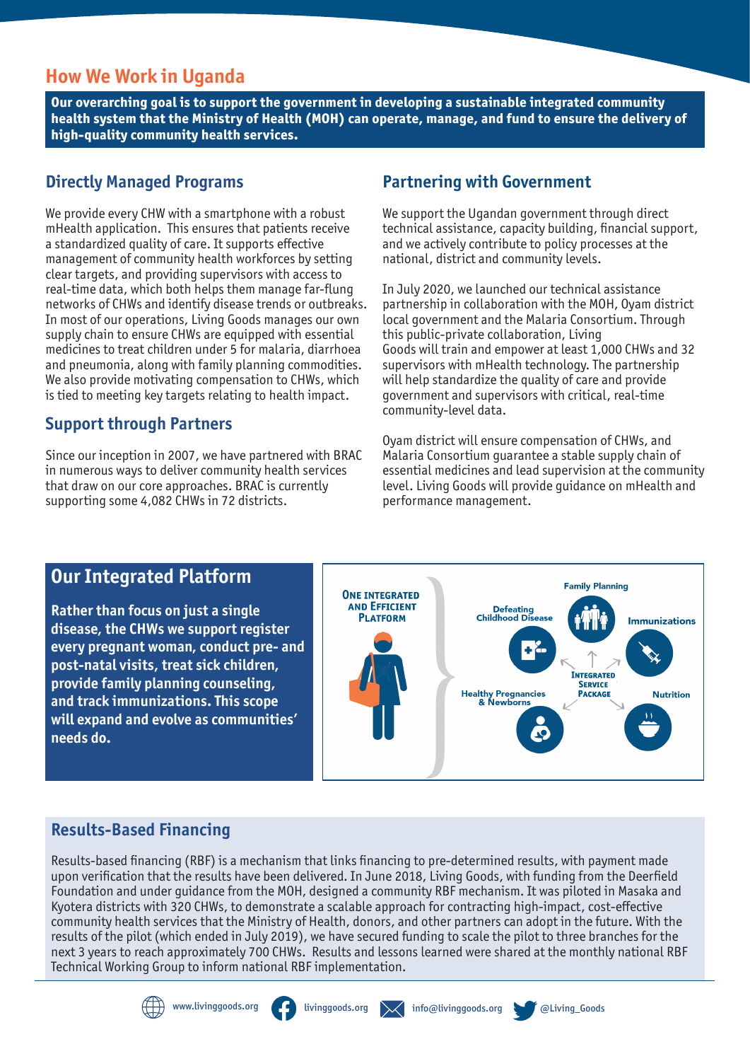## How We Work in Uganda

**Our overarching goal is to support the government in developing a sustainable integrated community health system that the Ministry of Health (MOH) can operate, manage, and fund to ensure the delivery of high-quality community health services.**

### Directly Managed Programs

We provide every CHW with a smartphone with a robust mHealth application. This ensures that patients receive a standardized quality of care. It supports effective management of community health workforces by setting clear targets, and providing supervisors with access to real-time data, which both helps them manage far-flung networks of CHWs and identify disease trends or outbreaks. In most of our operations, Living Goods manages our own supply chain to ensure CHWs are equipped with essential medicines to treat children under 5 for malaria, diarrhoea and pneumonia, along with family planning commodities. We also provide motivating compensation to CHWs, which is tied to meeting key targets relating to health impact.

### Support through Partners

Since our inception in 2007, we have partnered with BRAC in numerous ways to deliver community health services that draw on our core approaches. BRAC is currently supporting some 4,082 CHWs in 72 districts.

### Partnering with Government

We support the Ugandan government through direct technical assistance, capacity building, financial support, and we actively contribute to policy processes at the national, district and community levels.

In July 2020, we launched our technical assistance partnership in collaboration with the MOH, Oyam district local government and the Malaria Consortium. Through this public-private collaboration, Living Goods will train and empower at least 1,000 CHWs and 32 supervisors with mHealth technology. The partnership will help standardize the quality of care and provide government and supervisors with critical, real-time community-level data.

Oyam district will ensure compensation of CHWs, and Malaria Consortium guarantee a stable supply chain of essential medicines and lead supervision at the community level. Living Goods will provide guidance on mHealth and performance management.

## Our Integrated Platform

**Rather than focus on just a single disease, the CHWs we support register every pregnant woman, conduct pre- and post-natal visits, treat sick children, provide family planning counseling, and track immunizations. This scope will expand and evolve as communities' needs do.**

One Integrated and Efficient Platform

Integrated Service Package

Family Planning

Defeating Childhood Disease

Immunizations

Healthy Pregnancies & Newborns

Nutrition

### Results-Based Financing

Results-based financing (RBF) is a mechanism that links financing to pre-determined results, with payment made upon verification that the results have been delivered. In June 2018, Living Goods, with funding from the Deerfield Foundation and under guidance from the MOH, designed a community RBF mechanism. It was piloted in Masaka and Kyotera districts with 320 CHWs, to demonstrate a scalable approach for contracting high-impact, cost-effective community health services that the Ministry of Health, donors, and other partners can adopt in the future. With the results of the pilot (which ended in July 2019), we have secured funding to scale the pilot to three branches for the next 3 years to reach approximately 700 CHWs. Results and lessons learned were shared at the monthly national RBF Technical Working Group to inform national RBF implementation.

www.livinggoods.org livinggoods.org info@livinggoods.org @Living_Goods